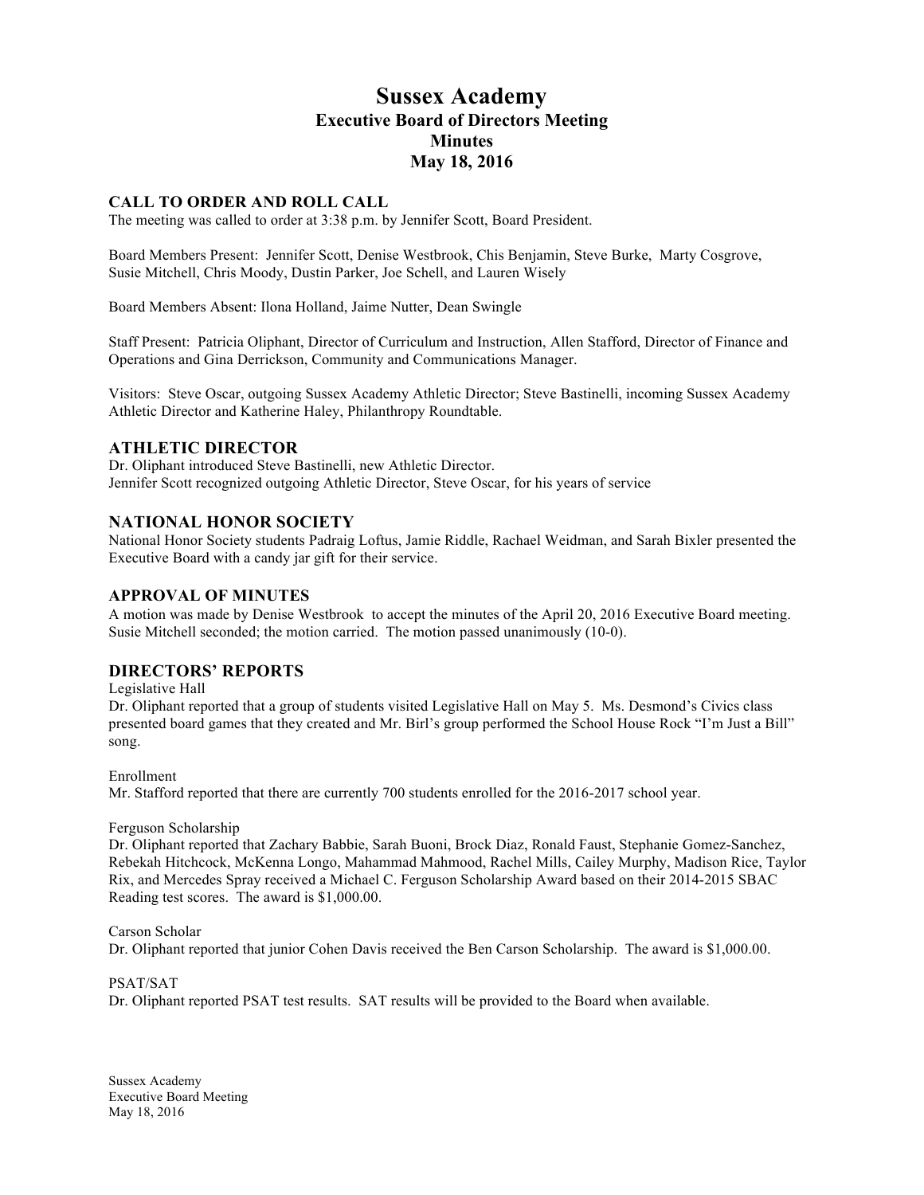# Sussex Academy
## Executive Board of Directors Meeting
## Minutes
## May 18, 2016

### CALL TO ORDER AND ROLL CALL

The meeting was called to order at 3:38 p.m. by Jennifer Scott, Board President.

Board Members Present: Jennifer Scott, Denise Westbrook, Chis Benjamin, Steve Burke, Marty Cosgrove, Susie Mitchell, Chris Moody, Dustin Parker, Joe Schell, and Lauren Wisely

Board Members Absent: Ilona Holland, Jaime Nutter, Dean Swingle

Staff Present: Patricia Oliphant, Director of Curriculum and Instruction, Allen Stafford, Director of Finance and Operations and Gina Derrickson, Community and Communications Manager.

Visitors: Steve Oscar, outgoing Sussex Academy Athletic Director; Steve Bastinelli, incoming Sussex Academy Athletic Director and Katherine Haley, Philanthropy Roundtable.

### ATHLETIC DIRECTOR

Dr. Oliphant introduced Steve Bastinelli, new Athletic Director.
Jennifer Scott recognized outgoing Athletic Director, Steve Oscar, for his years of service

### NATIONAL HONOR SOCIETY

National Honor Society students Padraig Loftus, Jamie Riddle, Rachael Weidman, and Sarah Bixler presented the Executive Board with a candy jar gift for their service.

### APPROVAL OF MINUTES

A motion was made by Denise Westbrook to accept the minutes of the April 20, 2016 Executive Board meeting. Susie Mitchell seconded; the motion carried. The motion passed unanimously (10-0).

### DIRECTORS' REPORTS

Legislative Hall
Dr. Oliphant reported that a group of students visited Legislative Hall on May 5. Ms. Desmond's Civics class presented board games that they created and Mr. Birl's group performed the School House Rock "I'm Just a Bill" song.

Enrollment
Mr. Stafford reported that there are currently 700 students enrolled for the 2016-2017 school year.

Ferguson Scholarship
Dr. Oliphant reported that Zachary Babbie, Sarah Buoni, Brock Diaz, Ronald Faust, Stephanie Gomez-Sanchez, Rebekah Hitchcock, McKenna Longo, Mahammad Mahmood, Rachel Mills, Cailey Murphy, Madison Rice, Taylor Rix, and Mercedes Spray received a Michael C. Ferguson Scholarship Award based on their 2014-2015 SBAC Reading test scores. The award is $1,000.00.

Carson Scholar
Dr. Oliphant reported that junior Cohen Davis received the Ben Carson Scholarship. The award is $1,000.00.

PSAT/SAT
Dr. Oliphant reported PSAT test results. SAT results will be provided to the Board when available.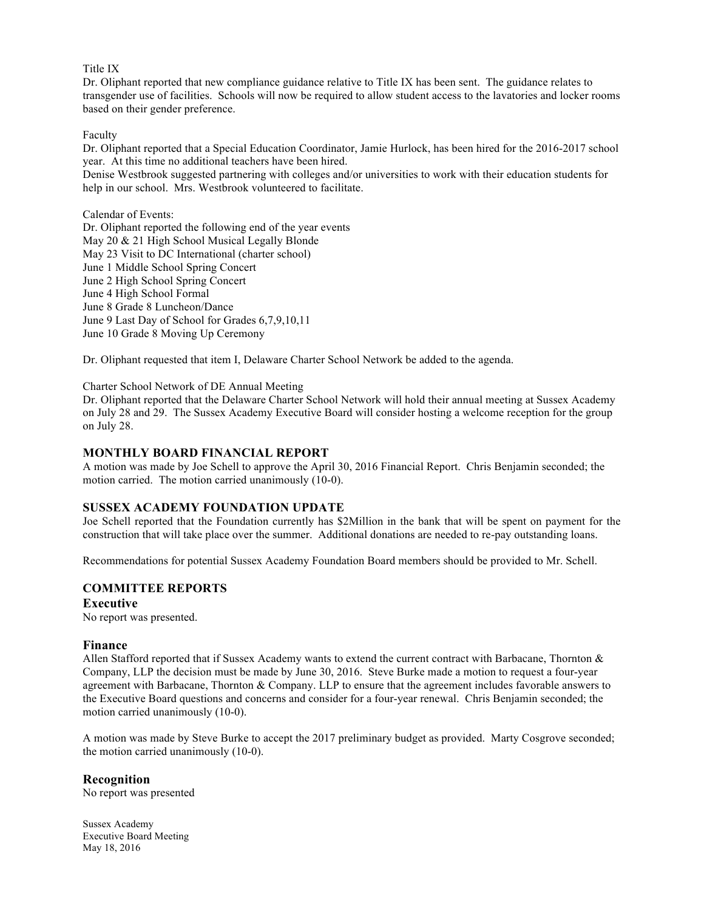Title IX

Dr. Oliphant reported that new compliance guidance relative to Title IX has been sent. The guidance relates to transgender use of facilities. Schools will now be required to allow student access to the lavatories and locker rooms based on their gender preference.

Faculty

Dr. Oliphant reported that a Special Education Coordinator, Jamie Hurlock, has been hired for the 2016-2017 school year. At this time no additional teachers have been hired.

Denise Westbrook suggested partnering with colleges and/or universities to work with their education students for help in our school. Mrs. Westbrook volunteered to facilitate.

Calendar of Events:

Dr. Oliphant reported the following end of the year events

May 20 & 21 High School Musical Legally Blonde
May 23 Visit to DC International (charter school)
June 1 Middle School Spring Concert
June 2 High School Spring Concert
June 4 High School Formal
June 8 Grade 8 Luncheon/Dance
June 9 Last Day of School for Grades 6,7,9,10,11
June 10 Grade 8 Moving Up Ceremony

Dr. Oliphant requested that item I, Delaware Charter School Network be added to the agenda.

Charter School Network of DE Annual Meeting

Dr. Oliphant reported that the Delaware Charter School Network will hold their annual meeting at Sussex Academy on July 28 and 29. The Sussex Academy Executive Board will consider hosting a welcome reception for the group on July 28.

## MONTHLY BOARD FINANCIAL REPORT

A motion was made by Joe Schell to approve the April 30, 2016 Financial Report. Chris Benjamin seconded; the motion carried. The motion carried unanimously (10-0).

## SUSSEX ACADEMY FOUNDATION UPDATE

Joe Schell reported that the Foundation currently has $2Million in the bank that will be spent on payment for the construction that will take place over the summer. Additional donations are needed to re-pay outstanding loans.

Recommendations for potential Sussex Academy Foundation Board members should be provided to Mr. Schell.

## COMMITTEE REPORTS

### Executive

No report was presented.

### Finance

Allen Stafford reported that if Sussex Academy wants to extend the current contract with Barbacane, Thornton & Company, LLP the decision must be made by June 30, 2016. Steve Burke made a motion to request a four-year agreement with Barbacane, Thornton & Company. LLP to ensure that the agreement includes favorable answers to the Executive Board questions and concerns and consider for a four-year renewal. Chris Benjamin seconded; the motion carried unanimously (10-0).

A motion was made by Steve Burke to accept the 2017 preliminary budget as provided. Marty Cosgrove seconded; the motion carried unanimously (10-0).

### Recognition

No report was presented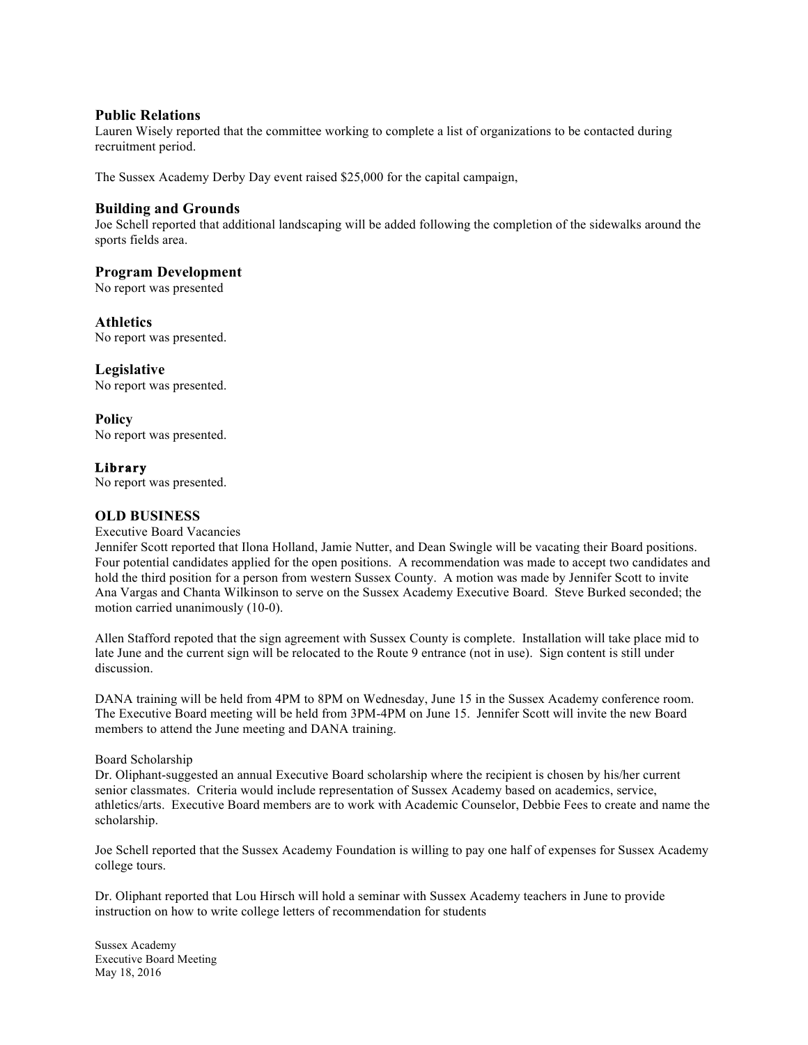### Public Relations

Lauren Wisely reported that the committee working to complete a list of organizations to be contacted during recruitment period.

The Sussex Academy Derby Day event raised $25,000 for the capital campaign,

### Building and Grounds

Joe Schell reported that additional landscaping will be added following the completion of the sidewalks around the sports fields area.

### Program Development

No report was presented

### Athletics

No report was presented.

### Legislative

No report was presented.

### Policy

No report was presented.

### Library

No report was presented.

### OLD BUSINESS

Executive Board Vacancies

Jennifer Scott reported that Ilona Holland, Jamie Nutter, and Dean Swingle will be vacating their Board positions. Four potential candidates applied for the open positions. A recommendation was made to accept two candidates and hold the third position for a person from western Sussex County. A motion was made by Jennifer Scott to invite Ana Vargas and Chanta Wilkinson to serve on the Sussex Academy Executive Board. Steve Burked seconded; the motion carried unanimously (10-0).

Allen Stafford repoted that the sign agreement with Sussex County is complete. Installation will take place mid to late June and the current sign will be relocated to the Route 9 entrance (not in use). Sign content is still under discussion.

DANA training will be held from 4PM to 8PM on Wednesday, June 15 in the Sussex Academy conference room. The Executive Board meeting will be held from 3PM-4PM on June 15. Jennifer Scott will invite the new Board members to attend the June meeting and DANA training.

Board Scholarship

Dr. Oliphant-suggested an annual Executive Board scholarship where the recipient is chosen by his/her current senior classmates. Criteria would include representation of Sussex Academy based on academics, service, athletics/arts. Executive Board members are to work with Academic Counselor, Debbie Fees to create and name the scholarship.

Joe Schell reported that the Sussex Academy Foundation is willing to pay one half of expenses for Sussex Academy college tours.

Dr. Oliphant reported that Lou Hirsch will hold a seminar with Sussex Academy teachers in June to provide instruction on how to write college letters of recommendation for students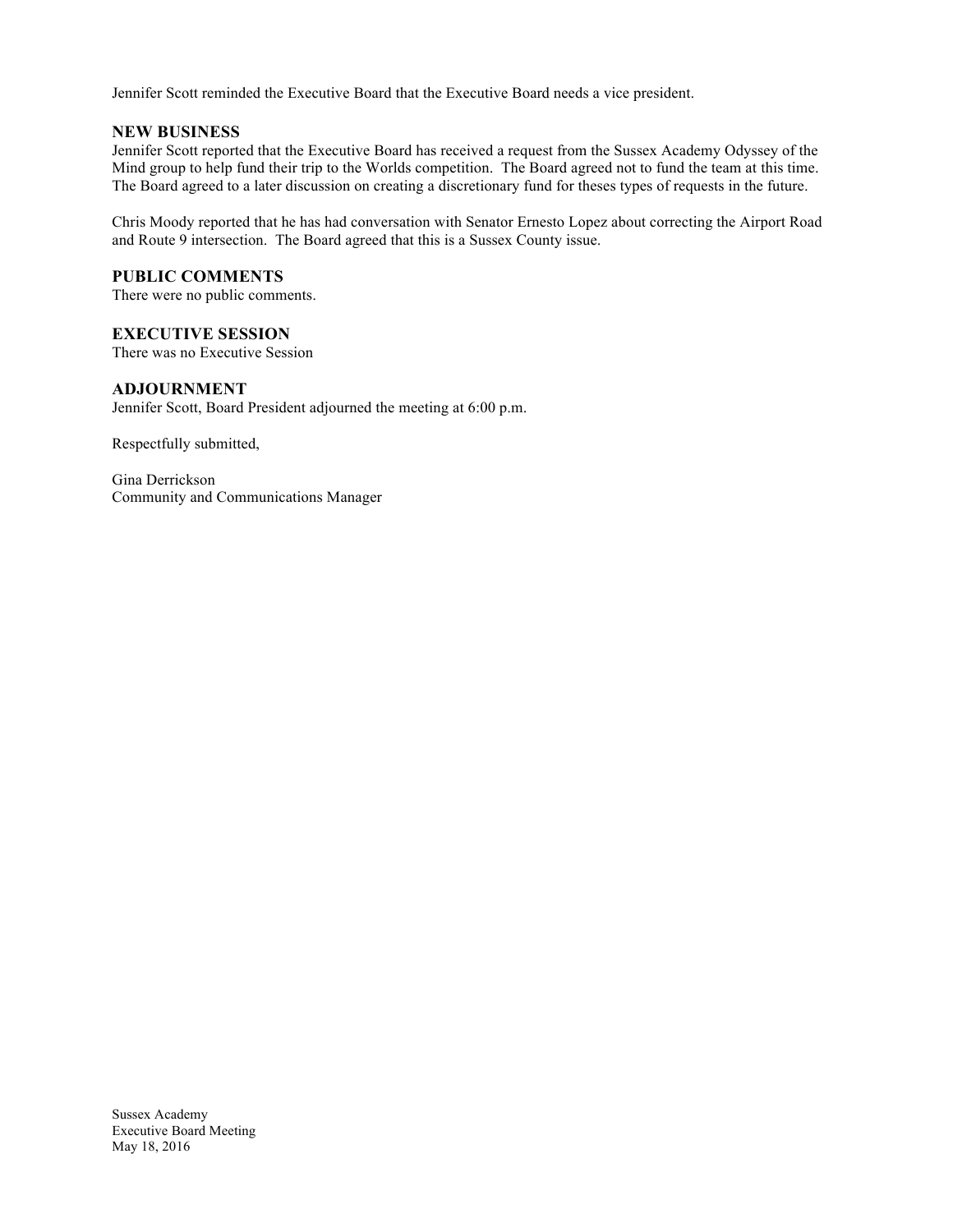Jennifer Scott reminded the Executive Board that the Executive Board needs a vice president.

## NEW BUSINESS

Jennifer Scott reported that the Executive Board has received a request from the Sussex Academy Odyssey of the Mind group to help fund their trip to the Worlds competition. The Board agreed not to fund the team at this time. The Board agreed to a later discussion on creating a discretionary fund for theses types of requests in the future.

Chris Moody reported that he has had conversation with Senator Ernesto Lopez about correcting the Airport Road and Route 9 intersection. The Board agreed that this is a Sussex County issue.

## PUBLIC COMMENTS

There were no public comments.

## EXECUTIVE SESSION

There was no Executive Session

## ADJOURNMENT

Jennifer Scott, Board President adjourned the meeting at 6:00 p.m.

Respectfully submitted,

Gina Derrickson
Community and Communications Manager